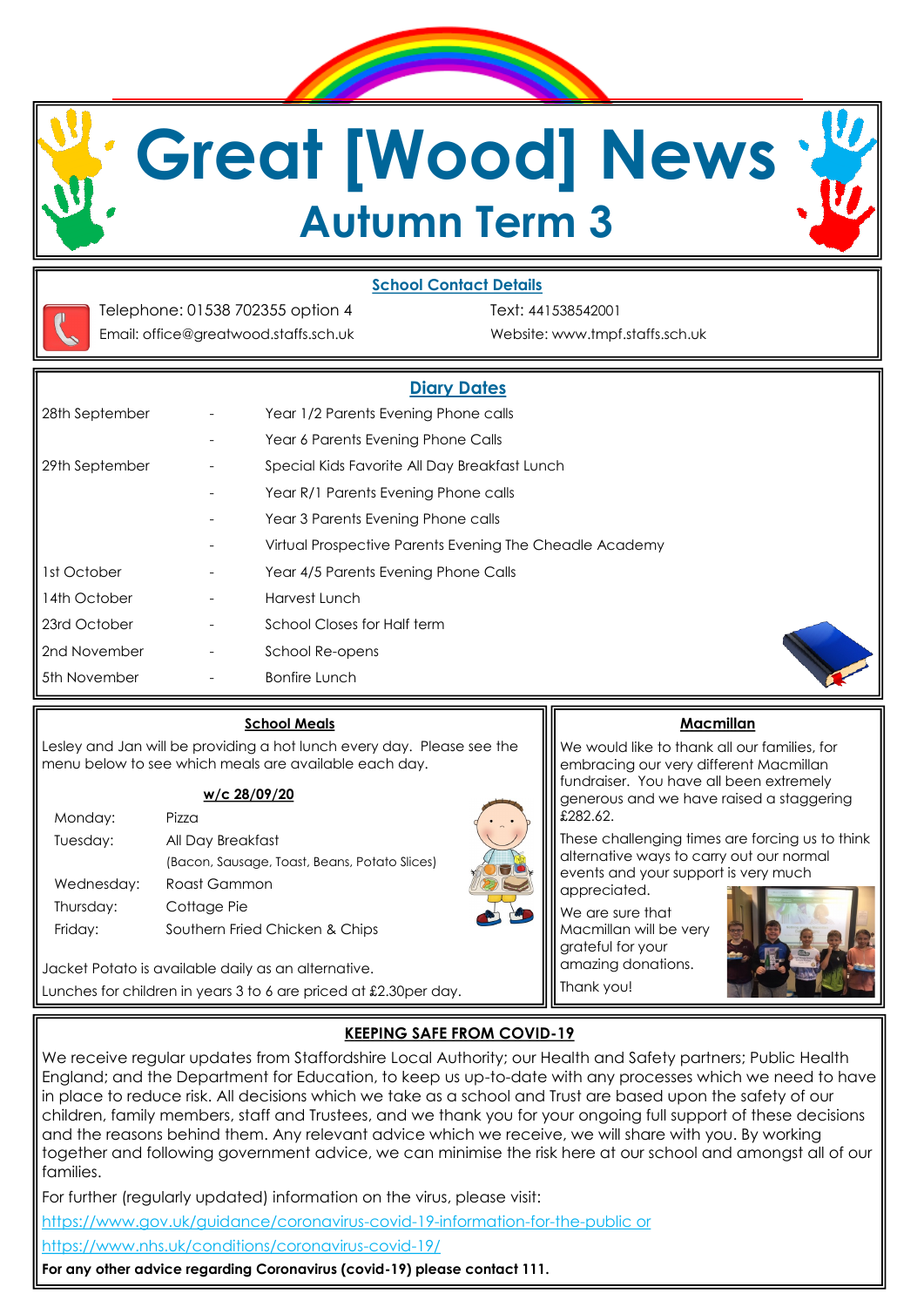# Great [Wood] News

## Autumn Term 3

### School Contact Details

Telephone: 01538 702355 option 4

Email: office@greatwood.staffs.sch.uk

Text: 441538542001

Website: www.tmpf.staffs.sch.uk

### Diary Dates

| | | |
|---|---|---|
| 28th September | - | Year 1/2 Parents Evening Phone calls |
| | - | Year 6 Parents Evening Phone Calls |
| 29th September | - | Special Kids Favorite All Day Breakfast Lunch |
| | - | Year R/1 Parents Evening Phone calls |
| | - | Year 3 Parents Evening Phone calls |
| | - | Virtual Prospective Parents Evening The Cheadle Academy |
| 1st October | - | Year 4/5 Parents Evening Phone Calls |
| 14th October | - | Harvest Lunch |
| 23rd October | - | School Closes for Half term |
| 2nd November | - | School Re-opens |
| 5th November | - | Bonfire Lunch |

### School Meals

Lesley and Jan will be providing a hot lunch every day. Please see the menu below to see which meals are available each day.

**w/c 28/09/20**

| | |
|---|---|
| Monday: | Pizza |
| Tuesday: | All Day Breakfast (Bacon, Sausage, Toast, Beans, Potato Slices) |
| Wednesday: | Roast Gammon |
| Thursday: | Cottage Pie |
| Friday: | Southern Fried Chicken & Chips |

Jacket Potato is available daily as an alternative.

Lunches for children in years 3 to 6 are priced at £2.30per day.

### Macmillan

We would like to thank all our families, for embracing our very different Macmillan fundraiser. You have all been extremely generous and we have raised a staggering £282.62.

These challenging times are forcing us to think alternative ways to carry out our normal events and your support is very much appreciated.

We are sure that Macmillan will be very grateful for your amazing donations.

Thank you!

### KEEPING SAFE FROM COVID-19

We receive regular updates from Staffordshire Local Authority; our Health and Safety partners; Public Health England; and the Department for Education, to keep us up-to-date with any processes which we need to have in place to reduce risk. All decisions which we take as a school and Trust are based upon the safety of our children, family members, staff and Trustees, and we thank you for your ongoing full support of these decisions and the reasons behind them. Any relevant advice which we receive, we will share with you. By working together and following government advice, we can minimise the risk here at our school and amongst all of our families.

For further (regularly updated) information on the virus, please visit:

https://www.gov.uk/guidance/coronavirus-covid-19-information-for-the-public or

https://www.nhs.uk/conditions/coronavirus-covid-19/

**For any other advice regarding Coronavirus (covid-19) please contact 111.**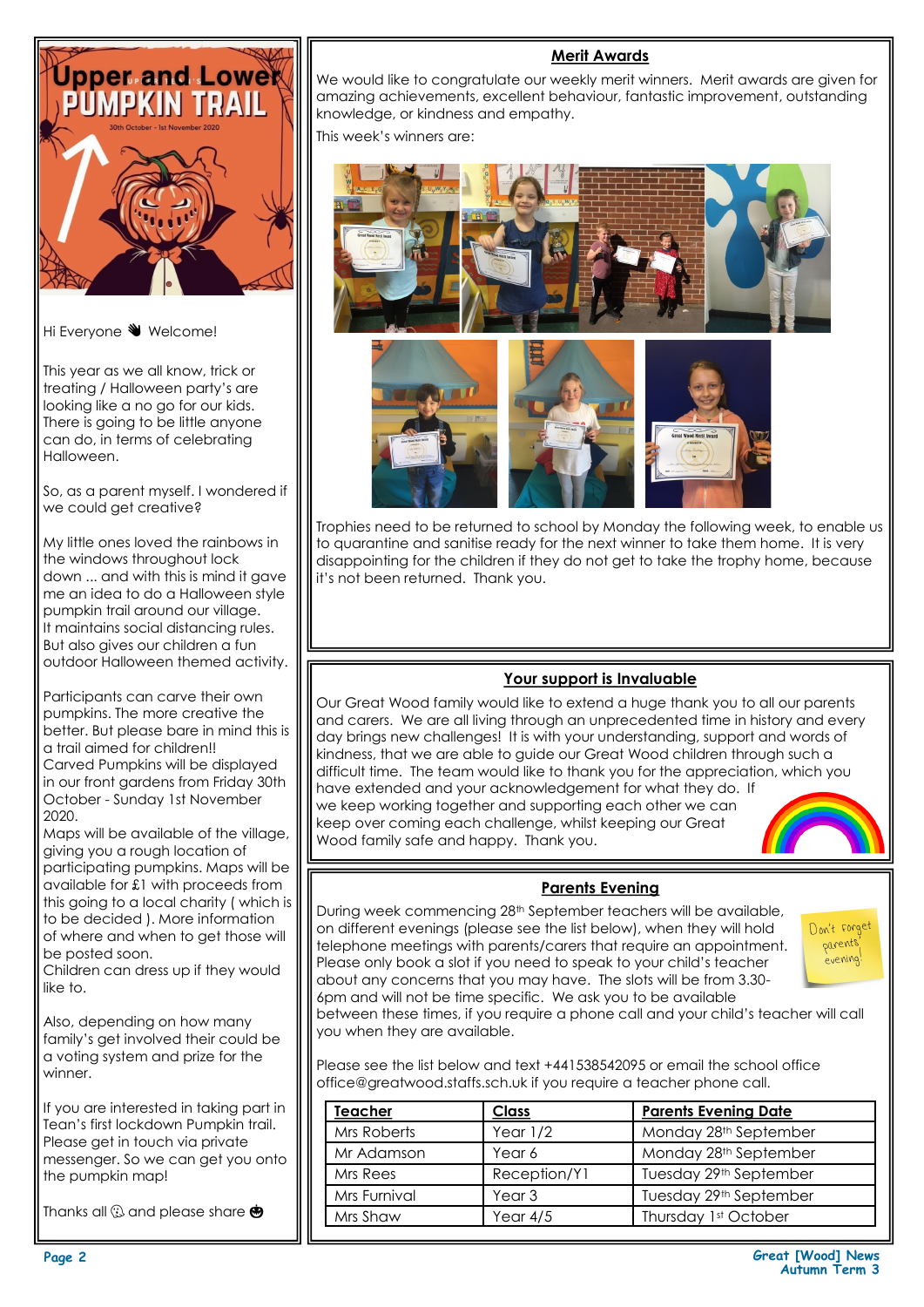# Upper and Lower PUMPKIN TRAIL

30th October - 1st November 2020

Hi Everyone 👋 Welcome!

This year as we all know, trick or treating / Halloween party's are looking like a no go for our kids. There is going to be little anyone can do, in terms of celebrating Halloween.

So, as a parent myself. I wondered if we could get creative?

My little ones loved the rainbows in the windows throughout lock down ... and with this is mind it gave me an idea to do a Halloween style pumpkin trail around our village. It maintains social distancing rules. But also gives our children a fun outdoor Halloween themed activity.

Participants can carve their own pumpkins. The more creative the better. But please bare in mind this is a trail aimed for children!! Carved Pumpkins will be displayed in our front gardens from Friday 30th October - Sunday 1st November 2020. Maps will be available of the village, giving you a rough location of participating pumpkins. Maps will be available for £1 with proceeds from this going to a local charity ( which is to be decided ). More information of where and when to get those will be posted soon. Children can dress up if they would like to.

Also, depending on how many family's get involved their could be a voting system and prize for the winner.

If you are interested in taking part in Tean's first lockdown Pumpkin trail. Please get in touch via private messenger. So we can get you onto the pumpkin map!

Thanks all 🙂 and please share 🎃

## Merit Awards

We would like to congratulate our weekly merit winners. Merit awards are given for amazing achievements, excellent behaviour, fantastic improvement, outstanding knowledge, or kindness and empathy.

This week's winners are:

Trophies need to be returned to school by Monday the following week, to enable us to quarantine and sanitise ready for the next winner to take them home. It is very disappointing for the children if they do not get to take the trophy home, because it's not been returned. Thank you.

## Your support is Invaluable

Our Great Wood family would like to extend a huge thank you to all our parents and carers. We are all living through an unprecedented time in history and every day brings new challenges! It is with your understanding, support and words of kindness, that we are able to guide our Great Wood children through such a difficult time. The team would like to thank you for the appreciation, which you have extended and your acknowledgement for what they do. If we keep working together and supporting each other we can keep over coming each challenge, whilst keeping our Great Wood family safe and happy. Thank you.

## Parents Evening

During week commencing 28th September teachers will be available, on different evenings (please see the list below), when they will hold telephone meetings with parents/carers that require an appointment. Please only book a slot if you need to speak to your child's teacher about any concerns that you may have. The slots will be from 3.30-6pm and will not be time specific. We ask you to be available between these times, if you require a phone call and your child's teacher will call you when they are available.

Don't forget parents evening!

Please see the list below and text +441538542095 or email the school office office@greatwood.staffs.sch.uk if you require a teacher phone call.

| Teacher | Class | Parents Evening Date |
|---|---|---|
| Mrs Roberts | Year 1/2 | Monday 28th September |
| Mr Adamson | Year 6 | Monday 28th September |
| Mrs Rees | Reception/Y1 | Tuesday 29th September |
| Mrs Furnival | Year 3 | Tuesday 29th September |
| Mrs Shaw | Year 4/5 | Thursday 1st October |